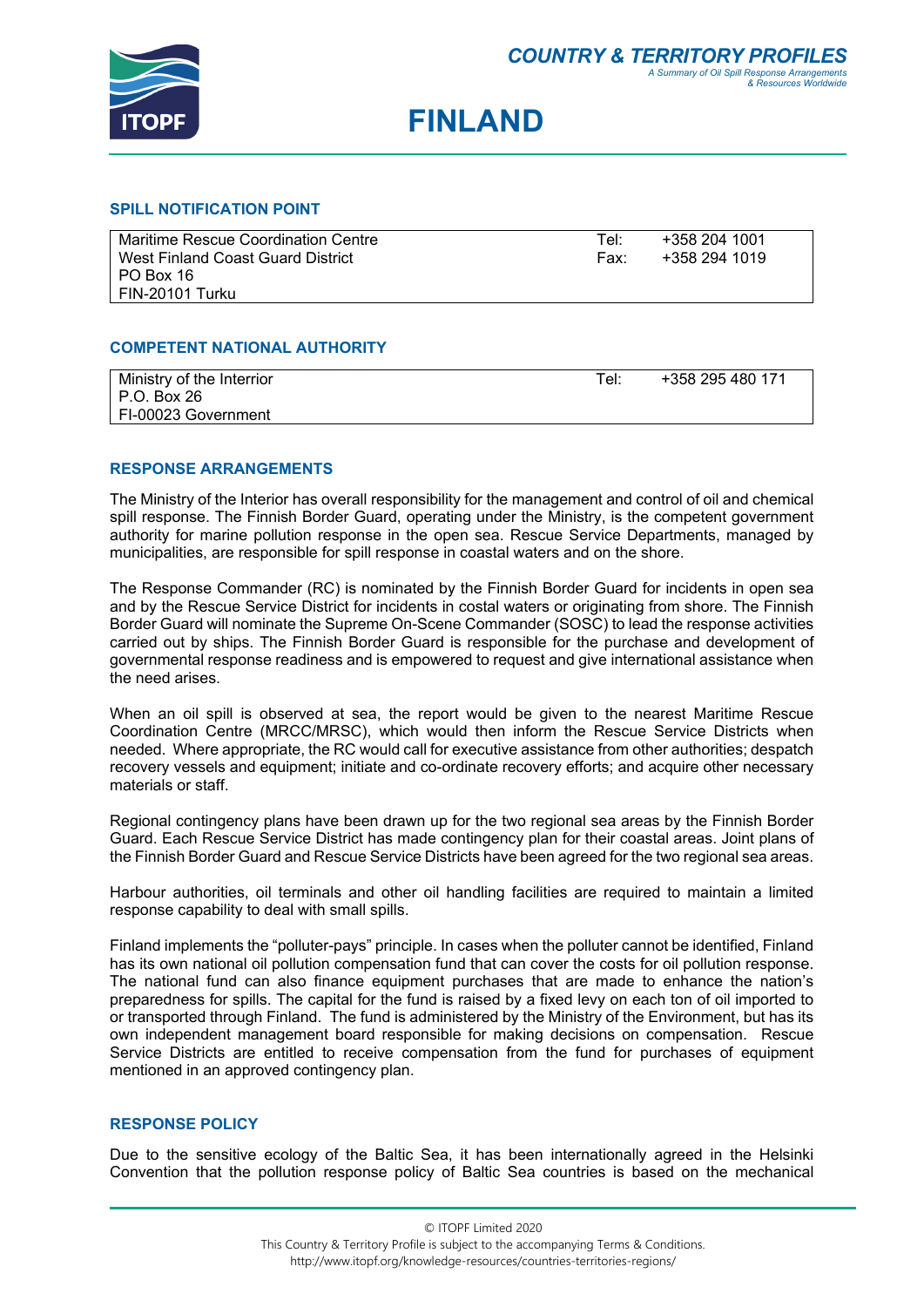# COUNTRY & TERRITORY PROFILES

*A Summary of Oil Spill Response Arrangements & Resources Worldwide*

# FINLAND

## SPILL NOTIFICATION POINT

| | |
|---|---|
| Maritime Rescue Coordination Centre<br>West Finland Coast Guard District<br>PO Box 16<br>FIN-20101 Turku | Tel: +358 204 1001<br>Fax: +358 294 1019 |

## COMPETENT NATIONAL AUTHORITY

| | |
|---|---|
| Ministry of the Interrior<br>P.O. Box 26<br>FI-00023 Government | Tel: +358 295 480 171 |

## RESPONSE ARRANGEMENTS

The Ministry of the Interior has overall responsibility for the management and control of oil and chemical spill response. The Finnish Border Guard, operating under the Ministry, is the competent government authority for marine pollution response in the open sea. Rescue Service Departments, managed by municipalities, are responsible for spill response in coastal waters and on the shore.

The Response Commander (RC) is nominated by the Finnish Border Guard for incidents in open sea and by the Rescue Service District for incidents in costal waters or originating from shore. The Finnish Border Guard will nominate the Supreme On-Scene Commander (SOSC) to lead the response activities carried out by ships. The Finnish Border Guard is responsible for the purchase and development of governmental response readiness and is empowered to request and give international assistance when the need arises.

When an oil spill is observed at sea, the report would be given to the nearest Maritime Rescue Coordination Centre (MRCC/MRSC), which would then inform the Rescue Service Districts when needed. Where appropriate, the RC would call for executive assistance from other authorities; despatch recovery vessels and equipment; initiate and co-ordinate recovery efforts; and acquire other necessary materials or staff.

Regional contingency plans have been drawn up for the two regional sea areas by the Finnish Border Guard. Each Rescue Service District has made contingency plan for their coastal areas. Joint plans of the Finnish Border Guard and Rescue Service Districts have been agreed for the two regional sea areas.

Harbour authorities, oil terminals and other oil handling facilities are required to maintain a limited response capability to deal with small spills.

Finland implements the "polluter-pays" principle. In cases when the polluter cannot be identified, Finland has its own national oil pollution compensation fund that can cover the costs for oil pollution response. The national fund can also finance equipment purchases that are made to enhance the nation's preparedness for spills. The capital for the fund is raised by a fixed levy on each ton of oil imported to or transported through Finland. The fund is administered by the Ministry of the Environment, but has its own independent management board responsible for making decisions on compensation. Rescue Service Districts are entitled to receive compensation from the fund for purchases of equipment mentioned in an approved contingency plan.

## RESPONSE POLICY

Due to the sensitive ecology of the Baltic Sea, it has been internationally agreed in the Helsinki Convention that the pollution response policy of Baltic Sea countries is based on the mechanical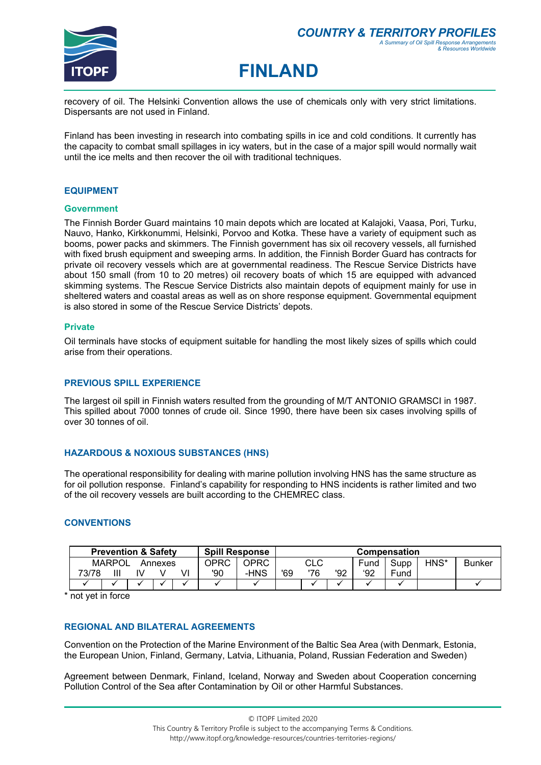recovery of oil. The Helsinki Convention allows the use of chemicals only with very strict limitations. Dispersants are not used in Finland.

Finland has been investing in research into combating spills in ice and cold conditions. It currently has the capacity to combat small spillages in icy waters, but in the case of a major spill would normally wait until the ice melts and then recover the oil with traditional techniques.

## EQUIPMENT

### Government

The Finnish Border Guard maintains 10 main depots which are located at Kalajoki, Vaasa, Pori, Turku, Nauvo, Hanko, Kirkkonummi, Helsinki, Porvoo and Kotka. These have a variety of equipment such as booms, power packs and skimmers. The Finnish government has six oil recovery vessels, all furnished with fixed brush equipment and sweeping arms. In addition, the Finnish Border Guard has contracts for private oil recovery vessels which are at governmental readiness. The Rescue Service Districts have about 150 small (from 10 to 20 metres) oil recovery boats of which 15 are equipped with advanced skimming systems. The Rescue Service Districts also maintain depots of equipment mainly for use in sheltered waters and coastal areas as well as on shore response equipment. Governmental equipment is also stored in some of the Rescue Service Districts' depots.

### Private

Oil terminals have stocks of equipment suitable for handling the most likely sizes of spills which could arise from their operations.

## PREVIOUS SPILL EXPERIENCE

The largest oil spill in Finnish waters resulted from the grounding of M/T ANTONIO GRAMSCI in 1987. This spilled about 7000 tonnes of crude oil. Since 1990, there have been six cases involving spills of over 30 tonnes of oil.

## HAZARDOUS & NOXIOUS SUBSTANCES (HNS)

The operational responsibility for dealing with marine pollution involving HNS has the same structure as for oil pollution response. Finland's capability for responding to HNS incidents is rather limited and two of the oil recovery vessels are built according to the CHEMREC class.

## CONVENTIONS

| Prevention & Safety | | | | | Spill Response | | Compensation | | | | | | |
|---|---|---|---|---|---|---|---|---|---|---|---|---|---|
| MARPOL Annexes | | | | | | | | | | | | | |
| 73/78 | III | IV | V | VI | OPRC '90 | OPRC -HNS | CLC '69 | CLC '76 | CLC '92 | Fund '92 | Supp Fund | HNS* | Bunker |
| ✓ | ✓ | ✓ | ✓ | ✓ | ✓ | ✓ | | ✓ | ✓ | ✓ | ✓ | | ✓ |

\* not yet in force

## REGIONAL AND BILATERAL AGREEMENTS

Convention on the Protection of the Marine Environment of the Baltic Sea Area (with Denmark, Estonia, the European Union, Finland, Germany, Latvia, Lithuania, Poland, Russian Federation and Sweden)

Agreement between Denmark, Finland, Iceland, Norway and Sweden about Cooperation concerning Pollution Control of the Sea after Contamination by Oil or other Harmful Substances.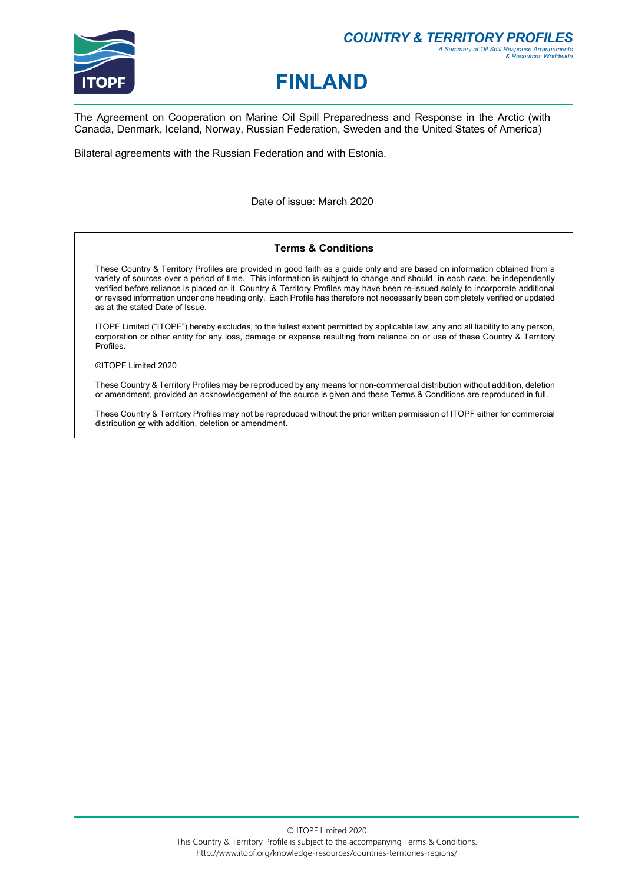The Agreement on Cooperation on Marine Oil Spill Preparedness and Response in the Arctic (with Canada, Denmark, Iceland, Norway, Russian Federation, Sweden and the United States of America)

Bilateral agreements with the Russian Federation and with Estonia.

Date of issue: March 2020

## Terms & Conditions

These Country & Territory Profiles are provided in good faith as a guide only and are based on information obtained from a variety of sources over a period of time. This information is subject to change and should, in each case, be independently verified before reliance is placed on it. Country & Territory Profiles may have been re-issued solely to incorporate additional or revised information under one heading only. Each Profile has therefore not necessarily been completely verified or updated as at the stated Date of Issue.

ITOPF Limited ("ITOPF") hereby excludes, to the fullest extent permitted by applicable law, any and all liability to any person, corporation or other entity for any loss, damage or expense resulting from reliance on or use of these Country & Territory Profiles.

©ITOPF Limited 2020

These Country & Territory Profiles may be reproduced by any means for non-commercial distribution without addition, deletion or amendment, provided an acknowledgement of the source is given and these Terms & Conditions are reproduced in full.

These Country & Territory Profiles may not be reproduced without the prior written permission of ITOPF either for commercial distribution or with addition, deletion or amendment.